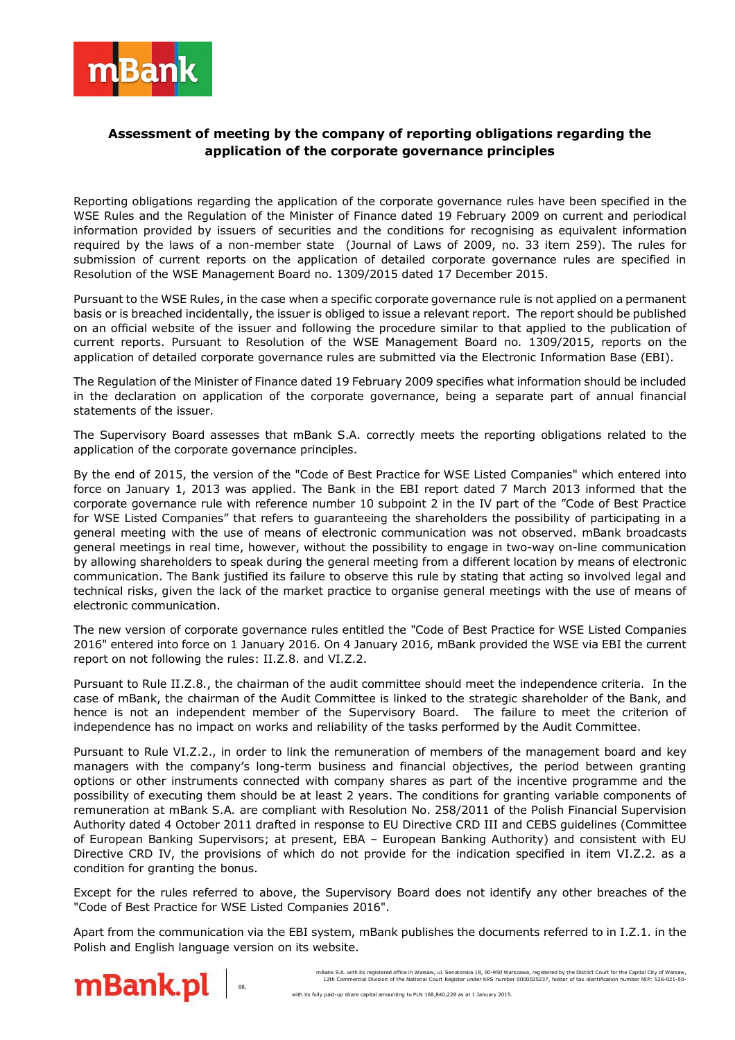## Assessment of meeting by the company of reporting obligations regarding the application of the corporate governance principles

Reporting obligations regarding the application of the corporate governance rules have been specified in the WSE Rules and the Regulation of the Minister of Finance dated 19 February 2009 on current and periodical information provided by issuers of securities and the conditions for recognising as equivalent information required by the laws of a non-member state (Journal of Laws of 2009, no. 33 item 259). The rules for submission of current reports on the application of detailed corporate governance rules are specified in Resolution of the WSE Management Board no. 1309/2015 dated 17 December 2015.

Pursuant to the WSE Rules, in the case when a specific corporate governance rule is not applied on a permanent basis or is breached incidentally, the issuer is obliged to issue a relevant report. The report should be published on an official website of the issuer and following the procedure similar to that applied to the publication of current reports. Pursuant to Resolution of the WSE Management Board no. 1309/2015, reports on the application of detailed corporate governance rules are submitted via the Electronic Information Base (EBI).

The Regulation of the Minister of Finance dated 19 February 2009 specifies what information should be included in the declaration on application of the corporate governance, being a separate part of annual financial statements of the issuer.

The Supervisory Board assesses that mBank S.A. correctly meets the reporting obligations related to the application of the corporate governance principles.

By the end of 2015, the version of the "Code of Best Practice for WSE Listed Companies" which entered into force on January 1, 2013 was applied. The Bank in the EBI report dated 7 March 2013 informed that the corporate governance rule with reference number 10 subpoint 2 in the IV part of the "Code of Best Practice for WSE Listed Companies" that refers to guaranteeing the shareholders the possibility of participating in a general meeting with the use of means of electronic communication was not observed. mBank broadcasts general meetings in real time, however, without the possibility to engage in two-way on-line communication by allowing shareholders to speak during the general meeting from a different location by means of electronic communication. The Bank justified its failure to observe this rule by stating that acting so involved legal and technical risks, given the lack of the market practice to organise general meetings with the use of means of electronic communication.

The new version of corporate governance rules entitled the "Code of Best Practice for WSE Listed Companies 2016" entered into force on 1 January 2016. On 4 January 2016, mBank provided the WSE via EBI the current report on not following the rules: II.Z.8. and VI.Z.2.

Pursuant to Rule II.Z.8., the chairman of the audit committee should meet the independence criteria. In the case of mBank, the chairman of the Audit Committee is linked to the strategic shareholder of the Bank, and hence is not an independent member of the Supervisory Board. The failure to meet the criterion of independence has no impact on works and reliability of the tasks performed by the Audit Committee.

Pursuant to Rule VI.Z.2., in order to link the remuneration of members of the management board and key managers with the company's long-term business and financial objectives, the period between granting options or other instruments connected with company shares as part of the incentive programme and the possibility of executing them should be at least 2 years. The conditions for granting variable components of remuneration at mBank S.A. are compliant with Resolution No. 258/2011 of the Polish Financial Supervision Authority dated 4 October 2011 drafted in response to EU Directive CRD III and CEBS guidelines (Committee of European Banking Supervisors; at present, EBA – European Banking Authority) and consistent with EU Directive CRD IV, the provisions of which do not provide for the indication specified in item VI.Z.2. as a condition for granting the bonus.

Except for the rules referred to above, the Supervisory Board does not identify any other breaches of the "Code of Best Practice for WSE Listed Companies 2016".

Apart from the communication via the EBI system, mBank publishes the documents referred to in I.Z.1. in the Polish and English language version on its website.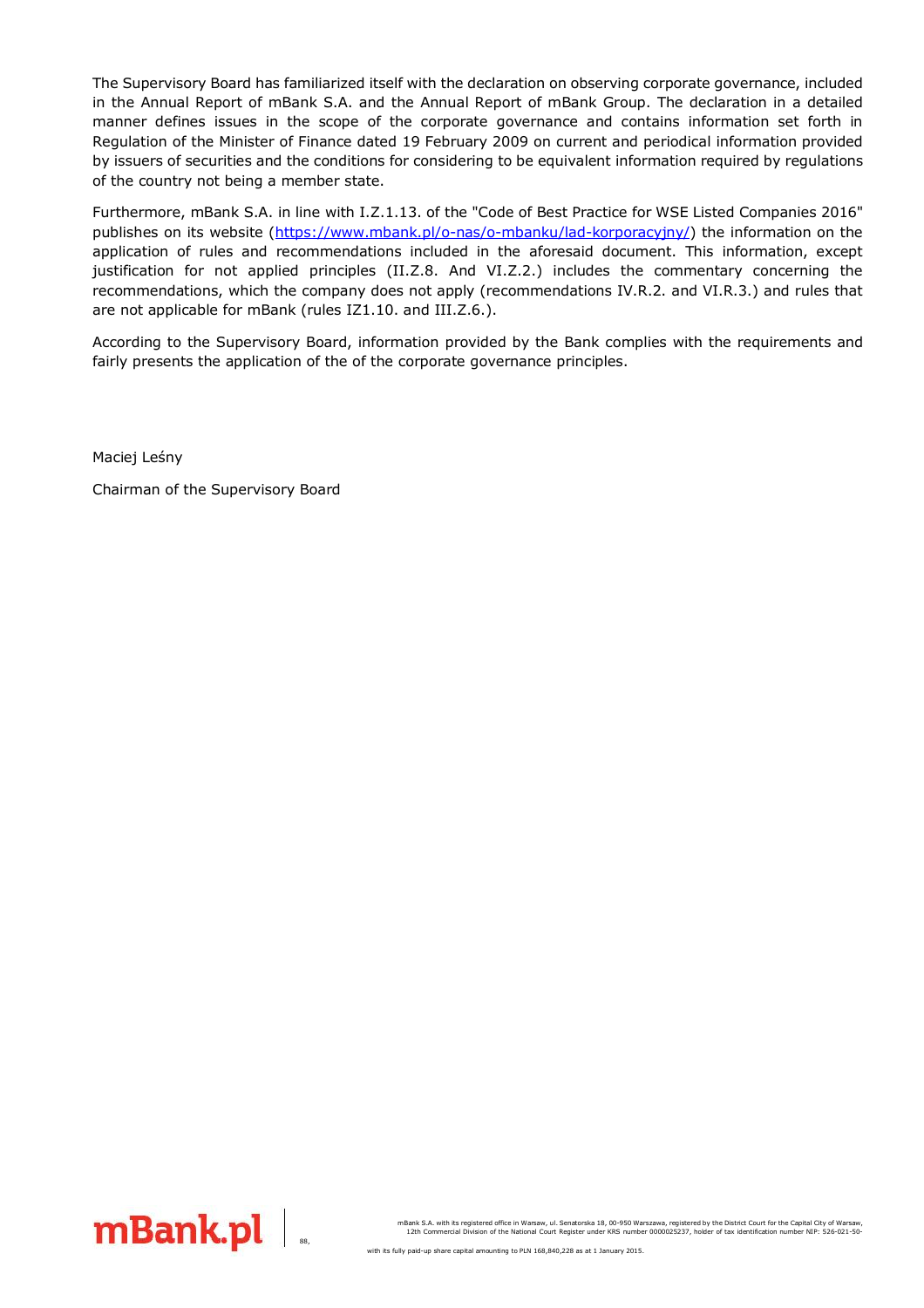The Supervisory Board has familiarized itself with the declaration on observing corporate governance, included in the Annual Report of mBank S.A. and the Annual Report of mBank Group. The declaration in a detailed manner defines issues in the scope of the corporate governance and contains information set forth in Regulation of the Minister of Finance dated 19 February 2009 on current and periodical information provided by issuers of securities and the conditions for considering to be equivalent information required by regulations of the country not being a member state.

Furthermore, mBank S.A. in line with I.Z.1.13. of the "Code of Best Practice for WSE Listed Companies 2016" publishes on its website ([https://www.mbank.pl/o-nas/o-mbanku/lad-korporacyjny/](https://www.mbank.pl/o-nas/o-mbanku/lad-korporacyjny/)) the information on the application of rules and recommendations included in the aforesaid document. This information, except justification for not applied principles (II.Z.8. And VI.Z.2.) includes the commentary concerning the recommendations, which the company does not apply (recommendations IV.R.2. and VI.R.3.) and rules that are not applicable for mBank (rules IZ1.10. and III.Z.6.).

According to the Supervisory Board, information provided by the Bank complies with the requirements and fairly presents the application of the of the corporate governance principles.

Maciej Leśny

Chairman of the Supervisory Board